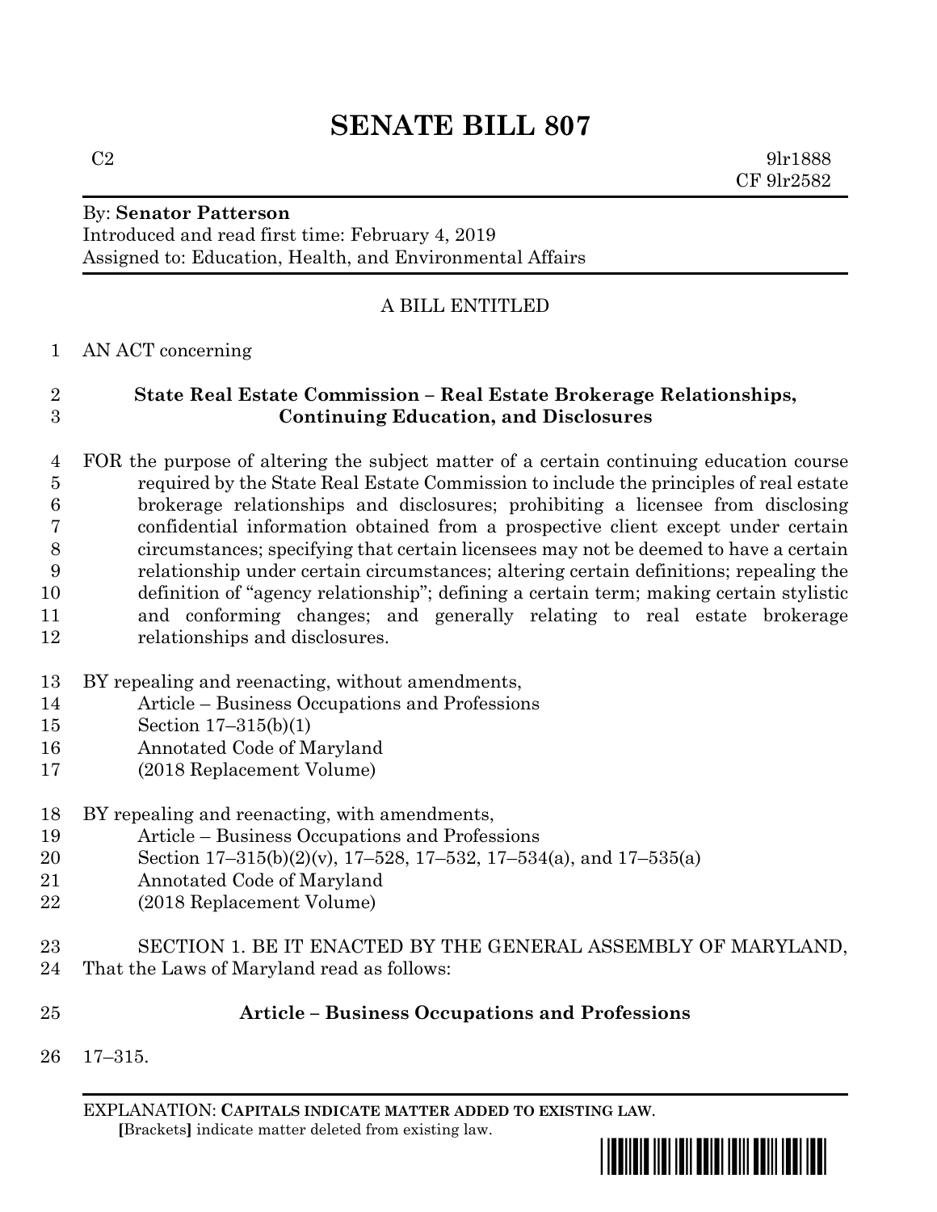# SENATE BILL 807

C2 9lr1888
CF 9lr2582

By: **Senator Patterson**
Introduced and read first time: February 4, 2019
Assigned to: Education, Health, and Environmental Affairs

A BILL ENTITLED

AN ACT concerning

**State Real Estate Commission – Real Estate Brokerage Relationships, Continuing Education, and Disclosures**

FOR the purpose of altering the subject matter of a certain continuing education course required by the State Real Estate Commission to include the principles of real estate brokerage relationships and disclosures; prohibiting a licensee from disclosing confidential information obtained from a prospective client except under certain circumstances; specifying that certain licensees may not be deemed to have a certain relationship under certain circumstances; altering certain definitions; repealing the definition of "agency relationship"; defining a certain term; making certain stylistic and conforming changes; and generally relating to real estate brokerage relationships and disclosures.

BY repealing and reenacting, without amendments,
Article – Business Occupations and Professions
Section 17–315(b)(1)
Annotated Code of Maryland
(2018 Replacement Volume)

BY repealing and reenacting, with amendments,
Article – Business Occupations and Professions
Section 17–315(b)(2)(v), 17–528, 17–532, 17–534(a), and 17–535(a)
Annotated Code of Maryland
(2018 Replacement Volume)

SECTION 1. BE IT ENACTED BY THE GENERAL ASSEMBLY OF MARYLAND, That the Laws of Maryland read as follows:

**Article – Business Occupations and Professions**

17–315.

EXPLANATION: **CAPITALS INDICATE MATTER ADDED TO EXISTING LAW**.
**[**Brackets**]** indicate matter deleted from existing law.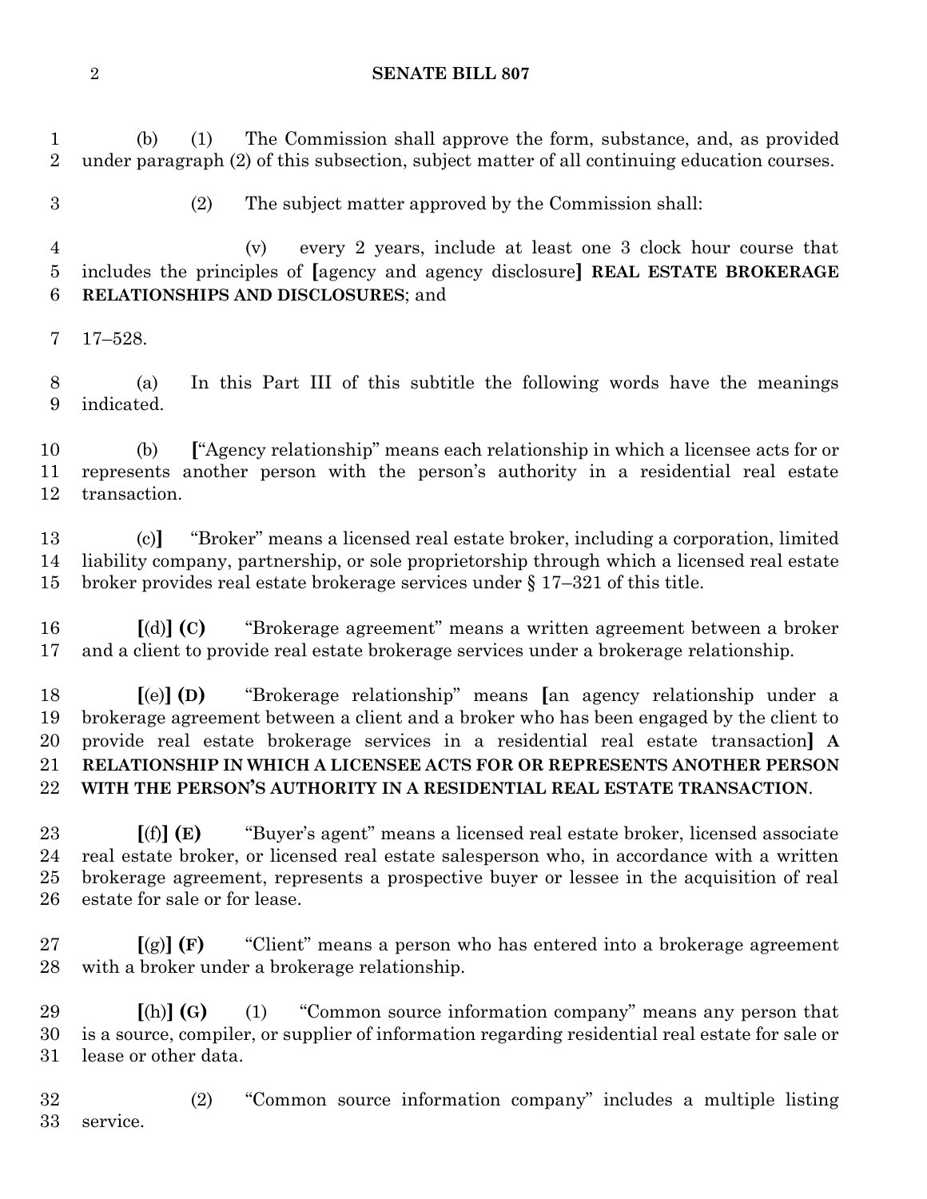(b) (1) The Commission shall approve the form, substance, and, as provided under paragraph (2) of this subsection, subject matter of all continuing education courses.

(2) The subject matter approved by the Commission shall:

(v) every 2 years, include at least one 3 clock hour course that includes the principles of [agency and agency disclosure] **REAL ESTATE BROKERAGE RELATIONSHIPS AND DISCLOSURES**; and

17–528.

(a) In this Part III of this subtitle the following words have the meanings indicated.

(b) [“Agency relationship” means each relationship in which a licensee acts for or represents another person with the person’s authority in a residential real estate transaction.

(c)] “Broker” means a licensed real estate broker, including a corporation, limited liability company, partnership, or sole proprietorship through which a licensed real estate broker provides real estate brokerage services under § 17–321 of this title.

[(d)] **(C)** “Brokerage agreement” means a written agreement between a broker and a client to provide real estate brokerage services under a brokerage relationship.

[(e)] **(D)** “Brokerage relationship” means [an agency relationship under a brokerage agreement between a client and a broker who has been engaged by the client to provide real estate brokerage services in a residential real estate transaction] **A RELATIONSHIP IN WHICH A LICENSEE ACTS FOR OR REPRESENTS ANOTHER PERSON WITH THE PERSON’S AUTHORITY IN A RESIDENTIAL REAL ESTATE TRANSACTION**.

[(f)] **(E)** “Buyer’s agent” means a licensed real estate broker, licensed associate real estate broker, or licensed real estate salesperson who, in accordance with a written brokerage agreement, represents a prospective buyer or lessee in the acquisition of real estate for sale or for lease.

[(g)] **(F)** “Client” means a person who has entered into a brokerage agreement with a broker under a brokerage relationship.

[(h)] **(G)** (1) “Common source information company” means any person that is a source, compiler, or supplier of information regarding residential real estate for sale or lease or other data.

(2) “Common source information company” includes a multiple listing service.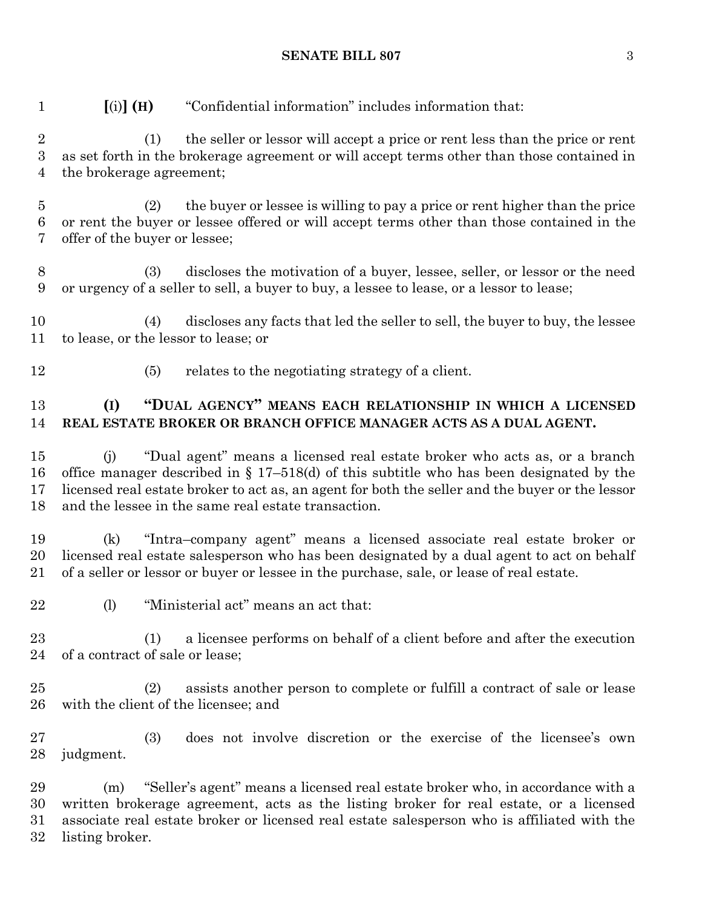**[**(i)**] (H)** "Confidential information" includes information that:

(1) the seller or lessor will accept a price or rent less than the price or rent as set forth in the brokerage agreement or will accept terms other than those contained in the brokerage agreement;

(2) the buyer or lessee is willing to pay a price or rent higher than the price or rent the buyer or lessee offered or will accept terms other than those contained in the offer of the buyer or lessee;

(3) discloses the motivation of a buyer, lessee, seller, or lessor or the need or urgency of a seller to sell, a buyer to buy, a lessee to lease, or a lessor to lease;

(4) discloses any facts that led the seller to sell, the buyer to buy, the lessee to lease, or the lessor to lease; or

(5) relates to the negotiating strategy of a client.

**(I) "DUAL AGENCY" MEANS EACH RELATIONSHIP IN WHICH A LICENSED REAL ESTATE BROKER OR BRANCH OFFICE MANAGER ACTS AS A DUAL AGENT.**

(j) "Dual agent" means a licensed real estate broker who acts as, or a branch office manager described in § 17–518(d) of this subtitle who has been designated by the licensed real estate broker to act as, an agent for both the seller and the buyer or the lessor and the lessee in the same real estate transaction.

(k) "Intra–company agent" means a licensed associate real estate broker or licensed real estate salesperson who has been designated by a dual agent to act on behalf of a seller or lessor or buyer or lessee in the purchase, sale, or lease of real estate.

(l) "Ministerial act" means an act that:

(1) a licensee performs on behalf of a client before and after the execution of a contract of sale or lease;

(2) assists another person to complete or fulfill a contract of sale or lease with the client of the licensee; and

(3) does not involve discretion or the exercise of the licensee's own judgment.

(m) "Seller's agent" means a licensed real estate broker who, in accordance with a written brokerage agreement, acts as the listing broker for real estate, or a licensed associate real estate broker or licensed real estate salesperson who is affiliated with the listing broker.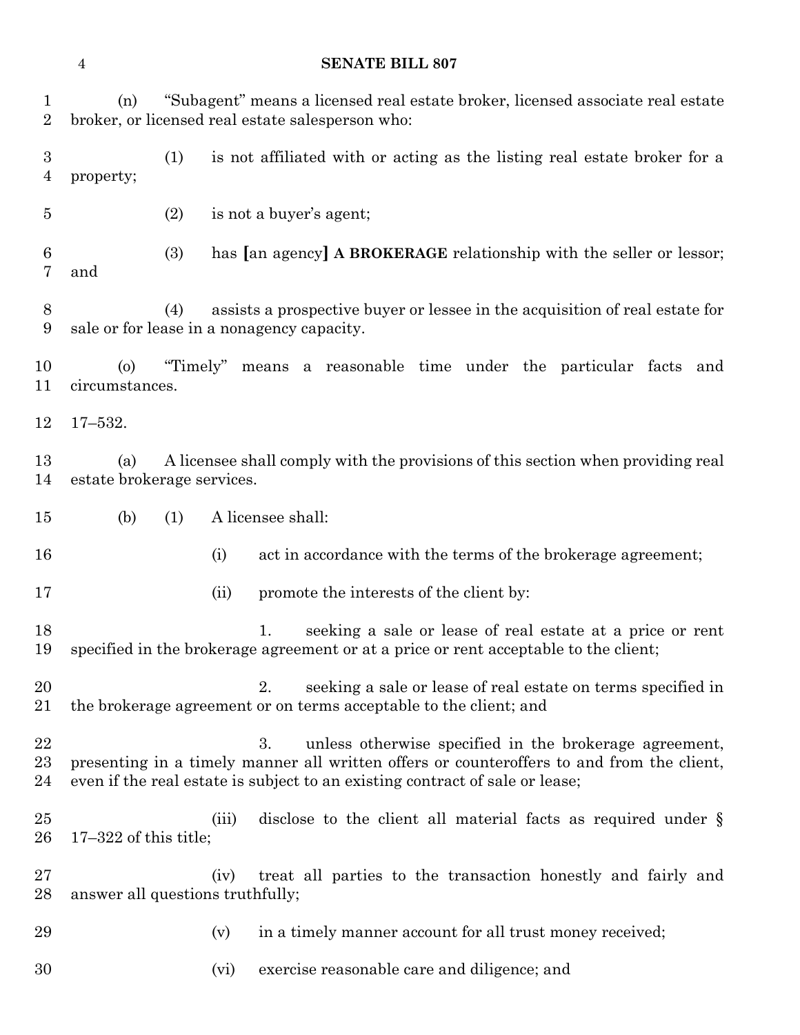(n) "Subagent" means a licensed real estate broker, licensed associate real estate broker, or licensed real estate salesperson who:

(1) is not affiliated with or acting as the listing real estate broker for a property;

(2) is not a buyer's agent;

(3) has [an agency] **A BROKERAGE** relationship with the seller or lessor; and

(4) assists a prospective buyer or lessee in the acquisition of real estate for sale or for lease in a nonagency capacity.

(o) "Timely" means a reasonable time under the particular facts and circumstances.

17–532.

(a) A licensee shall comply with the provisions of this section when providing real estate brokerage services.

(b) (1) A licensee shall:

(i) act in accordance with the terms of the brokerage agreement;

(ii) promote the interests of the client by:

1. seeking a sale or lease of real estate at a price or rent specified in the brokerage agreement or at a price or rent acceptable to the client;

2. seeking a sale or lease of real estate on terms specified in the brokerage agreement or on terms acceptable to the client; and

3. unless otherwise specified in the brokerage agreement, presenting in a timely manner all written offers or counteroffers to and from the client, even if the real estate is subject to an existing contract of sale or lease;

(iii) disclose to the client all material facts as required under § 17–322 of this title;

(iv) treat all parties to the transaction honestly and fairly and answer all questions truthfully;

(v) in a timely manner account for all trust money received;

(vi) exercise reasonable care and diligence; and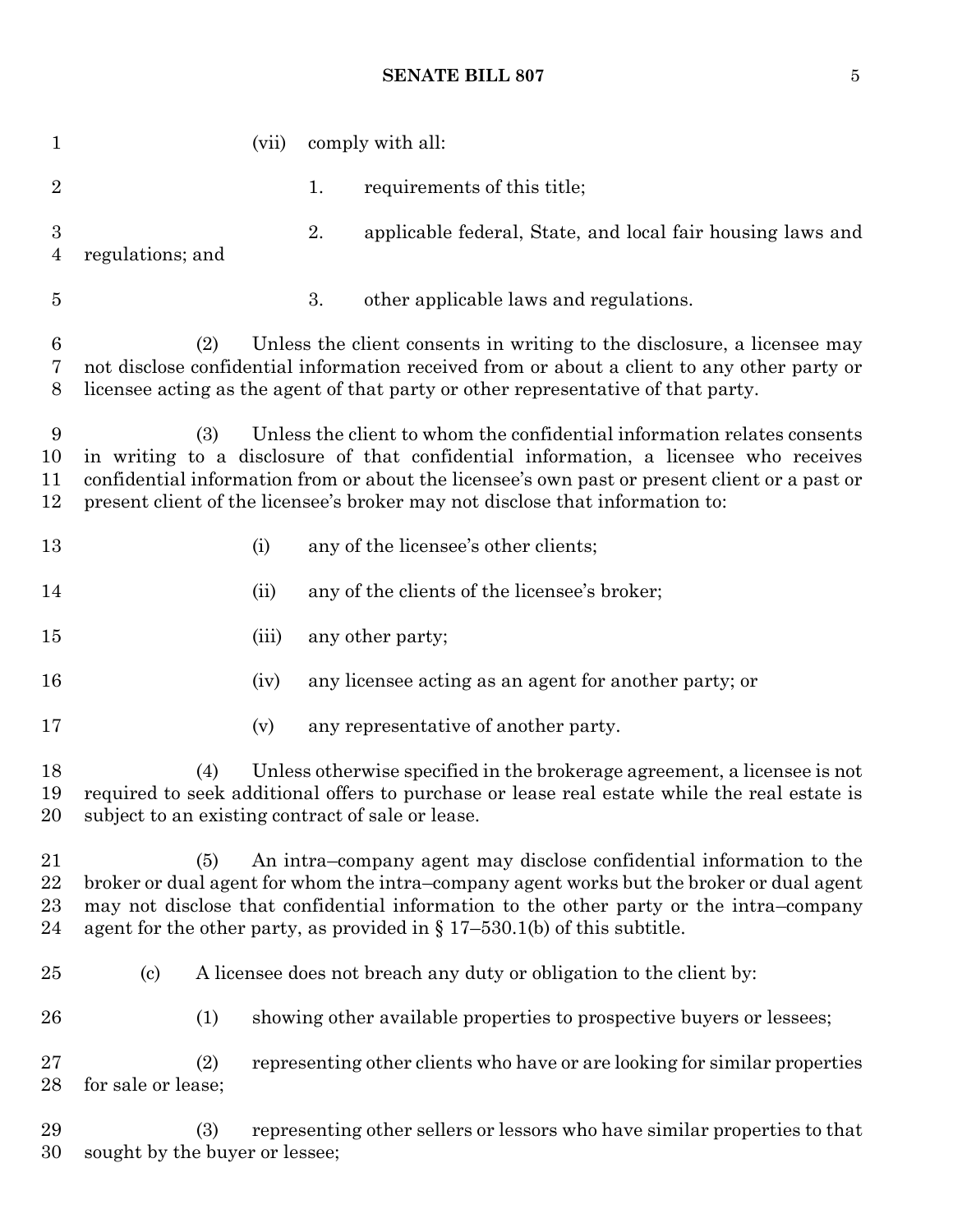(vii) comply with all:

1. requirements of this title;

2. applicable federal, State, and local fair housing laws and regulations; and

3. other applicable laws and regulations.

(2) Unless the client consents in writing to the disclosure, a licensee may not disclose confidential information received from or about a client to any other party or licensee acting as the agent of that party or other representative of that party.

(3) Unless the client to whom the confidential information relates consents in writing to a disclosure of that confidential information, a licensee who receives confidential information from or about the licensee's own past or present client or a past or present client of the licensee's broker may not disclose that information to:

(i) any of the licensee's other clients;

(ii) any of the clients of the licensee's broker;

(iii) any other party;

(iv) any licensee acting as an agent for another party; or

(v) any representative of another party.

(4) Unless otherwise specified in the brokerage agreement, a licensee is not required to seek additional offers to purchase or lease real estate while the real estate is subject to an existing contract of sale or lease.

(5) An intra–company agent may disclose confidential information to the broker or dual agent for whom the intra–company agent works but the broker or dual agent may not disclose that confidential information to the other party or the intra–company agent for the other party, as provided in § 17–530.1(b) of this subtitle.

(c) A licensee does not breach any duty or obligation to the client by:

(1) showing other available properties to prospective buyers or lessees;

(2) representing other clients who have or are looking for similar properties for sale or lease;

(3) representing other sellers or lessors who have similar properties to that sought by the buyer or lessee;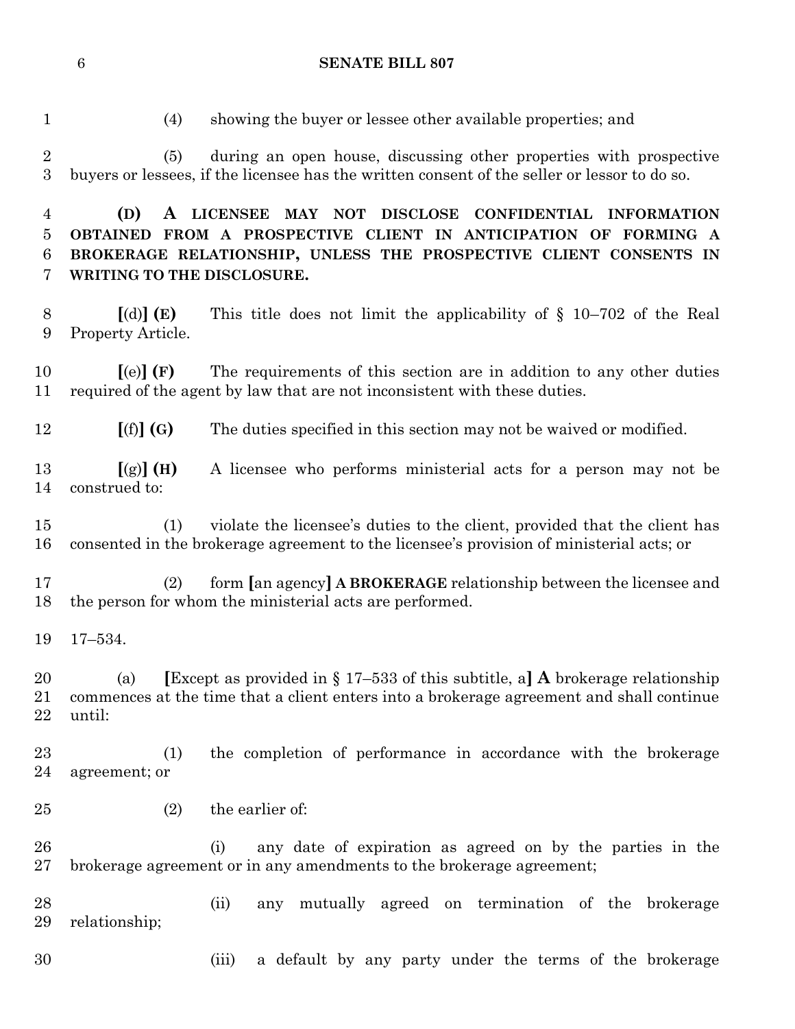(4) showing the buyer or lessee other available properties; and

(5) during an open house, discussing other properties with prospective buyers or lessees, if the licensee has the written consent of the seller or lessor to do so.

**(D) A LICENSEE MAY NOT DISCLOSE CONFIDENTIAL INFORMATION OBTAINED FROM A PROSPECTIVE CLIENT IN ANTICIPATION OF FORMING A BROKERAGE RELATIONSHIP, UNLESS THE PROSPECTIVE CLIENT CONSENTS IN WRITING TO THE DISCLOSURE.**

**[**(d)**] (E)** This title does not limit the applicability of § 10–702 of the Real Property Article.

**[**(e)**] (F)** The requirements of this section are in addition to any other duties required of the agent by law that are not inconsistent with these duties.

**[**(f)**] (G)** The duties specified in this section may not be waived or modified.

**[**(g)**] (H)** A licensee who performs ministerial acts for a person may not be construed to:

(1) violate the licensee's duties to the client, provided that the client has consented in the brokerage agreement to the licensee's provision of ministerial acts; or

(2) form **[**an agency**] A BROKERAGE** relationship between the licensee and the person for whom the ministerial acts are performed.

17–534.

(a) **[**Except as provided in § 17–533 of this subtitle, a**] A** brokerage relationship commences at the time that a client enters into a brokerage agreement and shall continue until:

(1) the completion of performance in accordance with the brokerage agreement; or

(2) the earlier of:

(i) any date of expiration as agreed on by the parties in the brokerage agreement or in any amendments to the brokerage agreement;

(ii) any mutually agreed on termination of the brokerage relationship;

(iii) a default by any party under the terms of the brokerage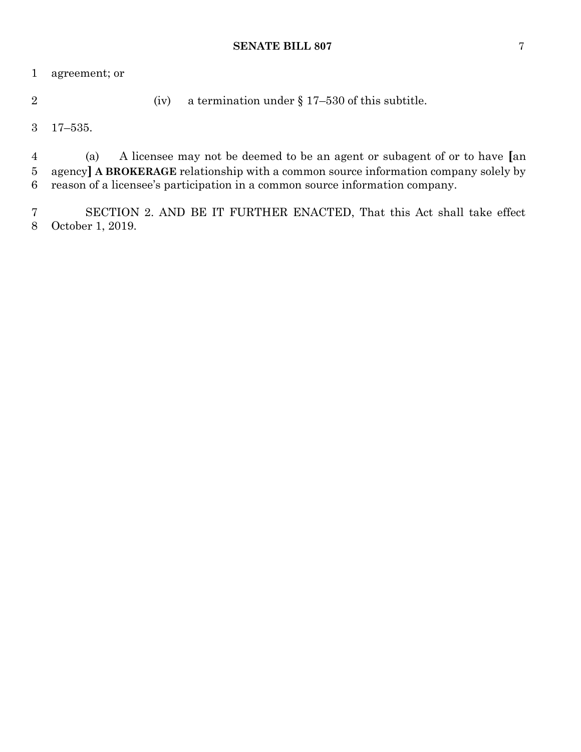agreement; or

(iv) a termination under § 17–530 of this subtitle.

17–535.

(a) A licensee may not be deemed to be an agent or subagent of or to have [an agency] **A BROKERAGE** relationship with a common source information company solely by reason of a licensee's participation in a common source information company.

SECTION 2. AND BE IT FURTHER ENACTED, That this Act shall take effect October 1, 2019.